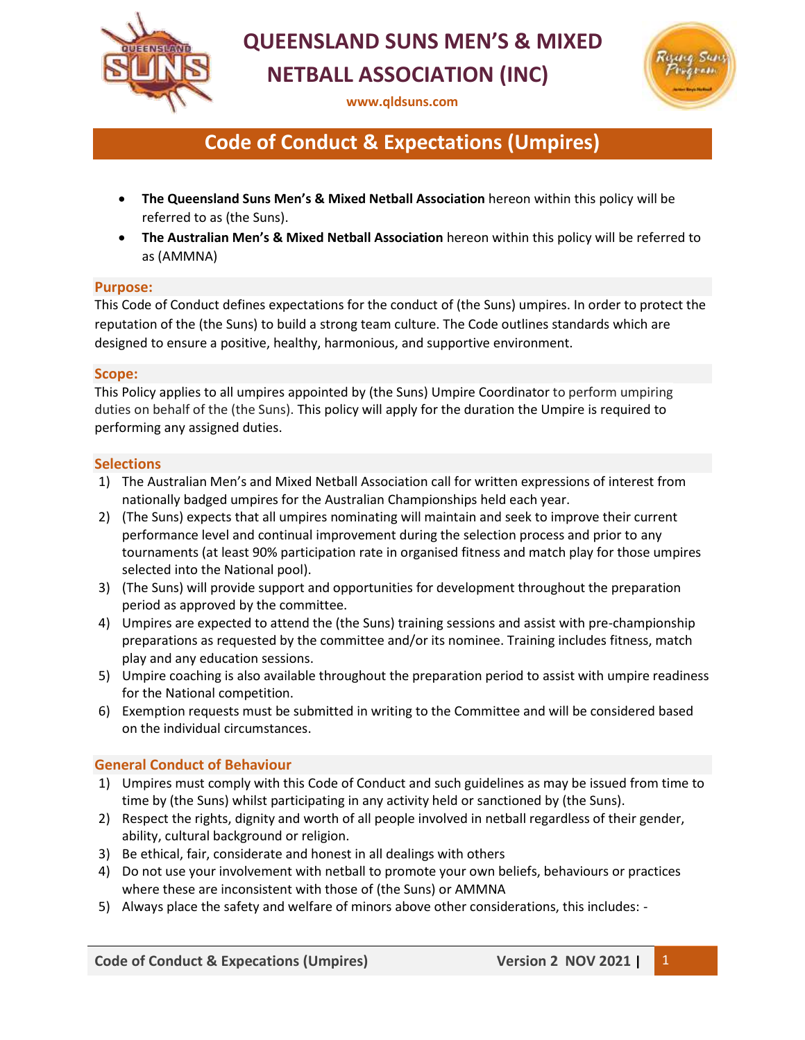# QUEENSLAND SUNS MEN'S & MIXED NETBALL ASSOCIATION (INC)

www.qldsuns.com

## Code of Conduct & Expectations (Umpires)

- **The Queensland Suns Men's & Mixed Netball Association** hereon within this policy will be referred to as (the Suns).
- **The Australian Men's & Mixed Netball Association** hereon within this policy will be referred to as (AMMNA)

### Purpose:

This Code of Conduct defines expectations for the conduct of (the Suns) umpires. In order to protect the reputation of the (the Suns) to build a strong team culture. The Code outlines standards which are designed to ensure a positive, healthy, harmonious, and supportive environment.

### Scope:

This Policy applies to all umpires appointed by (the Suns) Umpire Coordinator to perform umpiring duties on behalf of the (the Suns). This policy will apply for the duration the Umpire is required to performing any assigned duties.

### Selections

1) The Australian Men's and Mixed Netball Association call for written expressions of interest from nationally badged umpires for the Australian Championships held each year.
2) (The Suns) expects that all umpires nominating will maintain and seek to improve their current performance level and continual improvement during the selection process and prior to any tournaments (at least 90% participation rate in organised fitness and match play for those umpires selected into the National pool).
3) (The Suns) will provide support and opportunities for development throughout the preparation period as approved by the committee.
4) Umpires are expected to attend the (the Suns) training sessions and assist with pre-championship preparations as requested by the committee and/or its nominee. Training includes fitness, match play and any education sessions.
5) Umpire coaching is also available throughout the preparation period to assist with umpire readiness for the National competition.
6) Exemption requests must be submitted in writing to the Committee and will be considered based on the individual circumstances.

### General Conduct of Behaviour

1) Umpires must comply with this Code of Conduct and such guidelines as may be issued from time to time by (the Suns) whilst participating in any activity held or sanctioned by (the Suns).
2) Respect the rights, dignity and worth of all people involved in netball regardless of their gender, ability, cultural background or religion.
3) Be ethical, fair, considerate and honest in all dealings with others
4) Do not use your involvement with netball to promote your own beliefs, behaviours or practices where these are inconsistent with those of (the Suns) or AMMNA
5) Always place the safety and welfare of minors above other considerations, this includes: -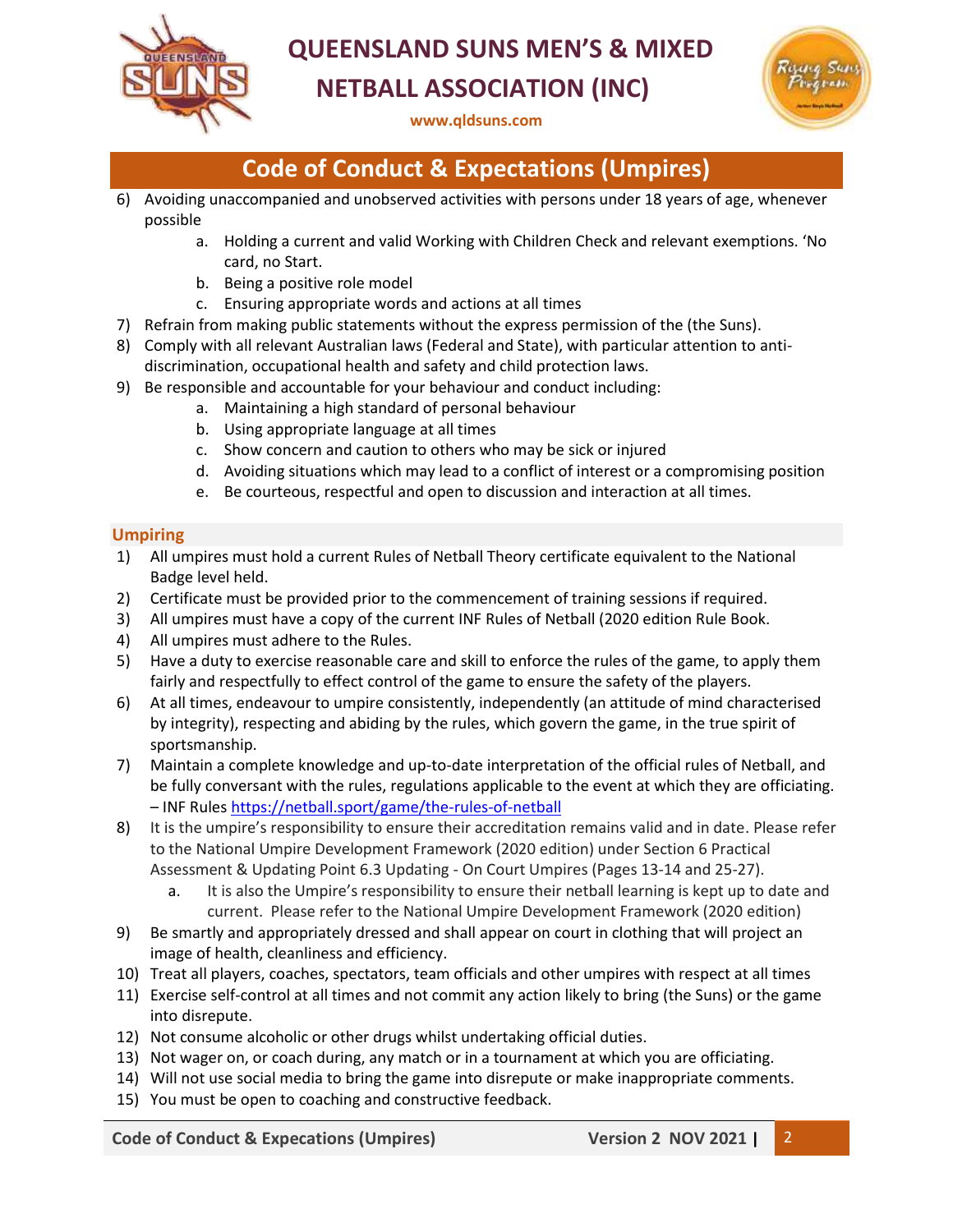6) Avoiding unaccompanied and unobserved activities with persons under 18 years of age, whenever possible
    a. Holding a current and valid Working with Children Check and relevant exemptions. 'No card, no Start.
    b. Being a positive role model
    c. Ensuring appropriate words and actions at all times
7) Refrain from making public statements without the express permission of the (the Suns).
8) Comply with all relevant Australian laws (Federal and State), with particular attention to anti-discrimination, occupational health and safety and child protection laws.
9) Be responsible and accountable for your behaviour and conduct including:
    a. Maintaining a high standard of personal behaviour
    b. Using appropriate language at all times
    c. Show concern and caution to others who may be sick or injured
    d. Avoiding situations which may lead to a conflict of interest or a compromising position
    e. Be courteous, respectful and open to discussion and interaction at all times.

## Umpiring

1) All umpires must hold a current Rules of Netball Theory certificate equivalent to the National Badge level held.
2) Certificate must be provided prior to the commencement of training sessions if required.
3) All umpires must have a copy of the current INF Rules of Netball (2020 edition Rule Book.
4) All umpires must adhere to the Rules.
5) Have a duty to exercise reasonable care and skill to enforce the rules of the game, to apply them fairly and respectfully to effect control of the game to ensure the safety of the players.
6) At all times, endeavour to umpire consistently, independently (an attitude of mind characterised by integrity), respecting and abiding by the rules, which govern the game, in the true spirit of sportsmanship.
7) Maintain a complete knowledge and up-to-date interpretation of the official rules of Netball, and be fully conversant with the rules, regulations applicable to the event at which they are officiating. – INF Rules [https://netball.sport/game/the-rules-of-netball](https://netball.sport/game/the-rules-of-netball)
8) It is the umpire's responsibility to ensure their accreditation remains valid and in date. Please refer to the National Umpire Development Framework (2020 edition) under Section 6 Practical Assessment & Updating Point 6.3 Updating - On Court Umpires (Pages 13-14 and 25-27).
    a. It is also the Umpire's responsibility to ensure their netball learning is kept up to date and current. Please refer to the National Umpire Development Framework (2020 edition)
9) Be smartly and appropriately dressed and shall appear on court in clothing that will project an image of health, cleanliness and efficiency.
10) Treat all players, coaches, spectators, team officials and other umpires with respect at all times
11) Exercise self-control at all times and not commit any action likely to bring (the Suns) or the game into disrepute.
12) Not consume alcoholic or other drugs whilst undertaking official duties.
13) Not wager on, or coach during, any match or in a tournament at which you are officiating.
14) Will not use social media to bring the game into disrepute or make inappropriate comments.
15) You must be open to coaching and constructive feedback.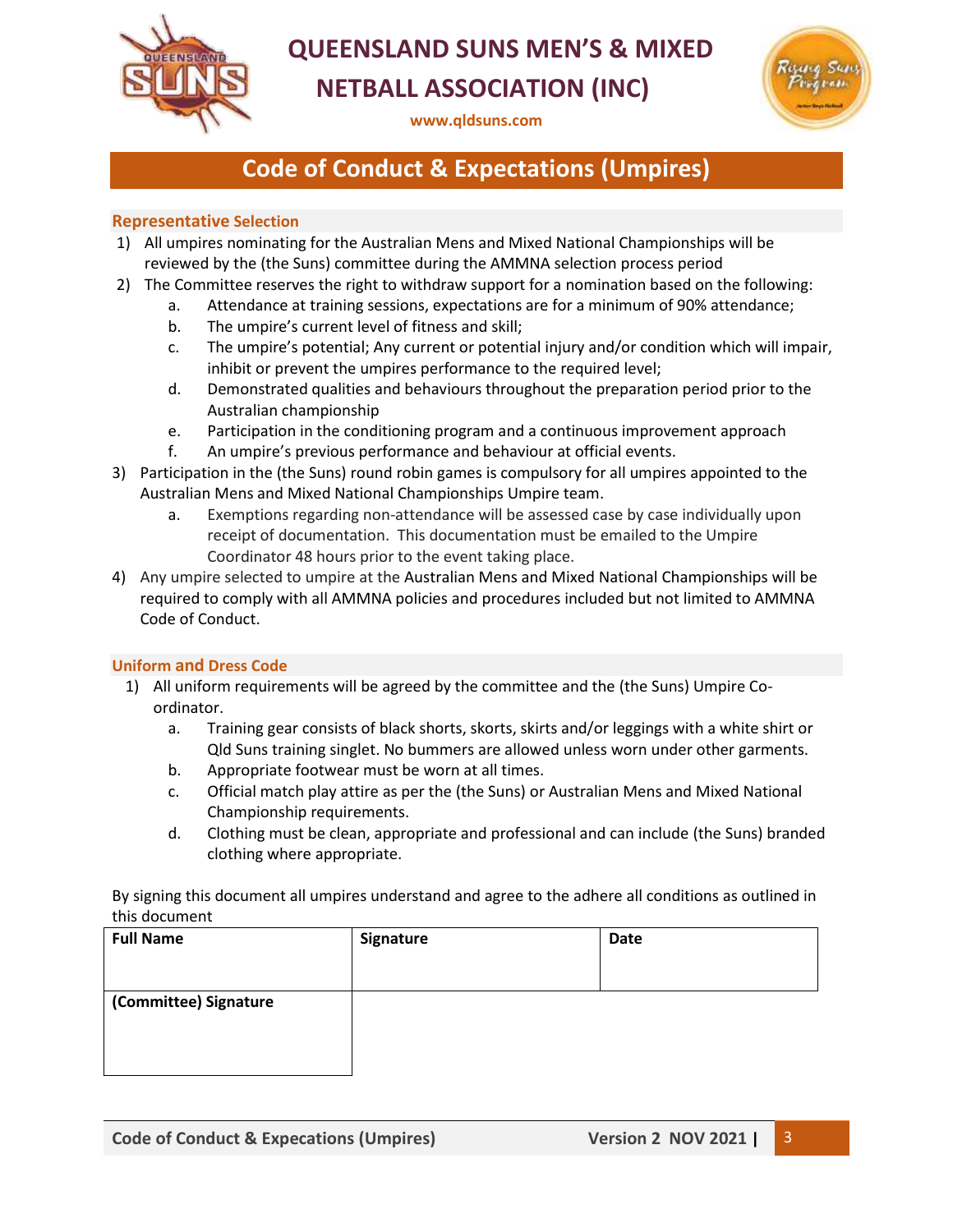# QUEENSLAND SUNS MEN'S & MIXED NETBALL ASSOCIATION (INC)

www.qldsuns.com

## Code of Conduct & Expectations (Umpires)

### Representative Selection

1) All umpires nominating for the Australian Mens and Mixed National Championships will be reviewed by the (the Suns) committee during the AMMNA selection process period
2) The Committee reserves the right to withdraw support for a nomination based on the following:
   a. Attendance at training sessions, expectations are for a minimum of 90% attendance;
   b. The umpire's current level of fitness and skill;
   c. The umpire's potential; Any current or potential injury and/or condition which will impair, inhibit or prevent the umpires performance to the required level;
   d. Demonstrated qualities and behaviours throughout the preparation period prior to the Australian championship
   e. Participation in the conditioning program and a continuous improvement approach
   f. An umpire's previous performance and behaviour at official events.
3) Participation in the (the Suns) round robin games is compulsory for all umpires appointed to the Australian Mens and Mixed National Championships Umpire team.
   a. Exemptions regarding non-attendance will be assessed case by case individually upon receipt of documentation. This documentation must be emailed to the Umpire Coordinator 48 hours prior to the event taking place.
4) Any umpire selected to umpire at the Australian Mens and Mixed National Championships will be required to comply with all AMMNA policies and procedures included but not limited to AMMNA Code of Conduct.

### Uniform and Dress Code

1) All uniform requirements will be agreed by the committee and the (the Suns) Umpire Co-ordinator.
   a. Training gear consists of black shorts, skorts, skirts and/or leggings with a white shirt or Qld Suns training singlet. No bummers are allowed unless worn under other garments.
   b. Appropriate footwear must be worn at all times.
   c. Official match play attire as per the (the Suns) or Australian Mens and Mixed National Championship requirements.
   d. Clothing must be clean, appropriate and professional and can include (the Suns) branded clothing where appropriate.

By signing this document all umpires understand and agree to the adhere all conditions as outlined in this document

| **Full Name** | **Signature** | **Date** |
|---|---|---|
| **(Committee) Signature** | | |